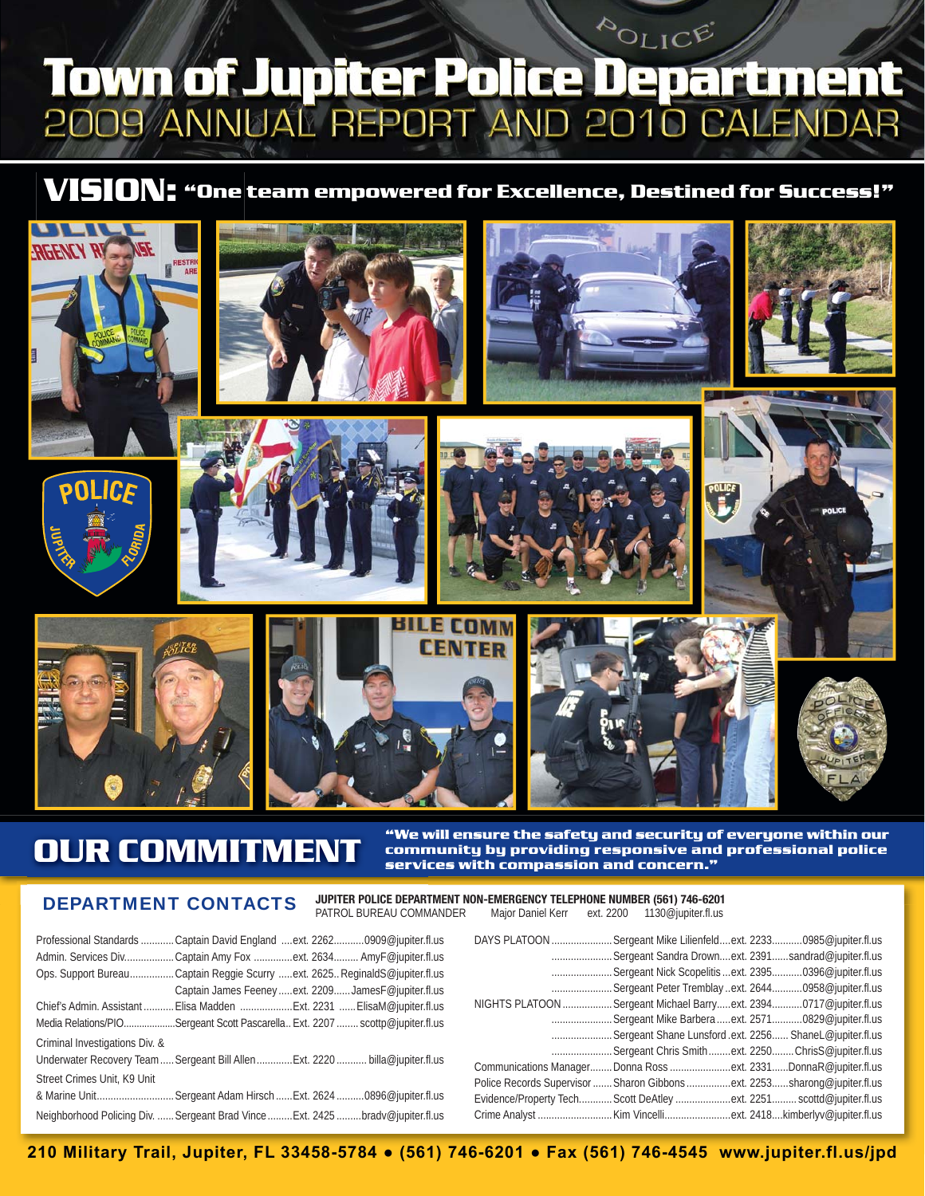# Town of Jupiter Police Department

## 2009 ANNUAL REPORT AND 2010 CALENDAR

## VISION: "One team empowered for Excellence, Destined for Success!"

## OUR COMMITMENT

**"We will ensure the safety and security of everyone within our community by providing responsive and professional police services with compassion and concern."**

## DEPARTMENT CONTACTS

**JUPITER POLICE DEPARTMENT NON-EMERGENCY TELEPHONE NUMBER (561) 746-6201**

PATROL BUREAU COMMANDER — Major Daniel Kerr — ext. 2200 — 1130@jupiter.fl.us

| Division | Name | Extension | Email |
|---|---|---|---|
| Professional Standards | Captain David England | ext. 2262 | 0909@jupiter.fl.us |
| Admin. Services Div. | Captain Amy Fox | ext. 2634 | AmyF@jupiter.fl.us |
| Ops. Support Bureau | Captain Reggie Scurry | ext. 2625 | ReginaldS@jupiter.fl.us |
| | Captain James Feeney | ext. 2209 | JamesF@jupiter.fl.us |
| Chief's Admin. Assistant | Elisa Madden | Ext. 2231 | ElisaM@jupiter.fl.us |
| Media Relations/PIO | Sergeant Scott Pascarella | Ext. 2207 | scottp@jupiter.fl.us |
| Criminal Investigations Div. & Underwater Recovery Team | Sergeant Bill Allen | Ext. 2220 | billa@jupiter.fl.us |
| Street Crimes Unit, K9 Unit & Marine Unit | Sergeant Adam Hirsch | Ext. 2624 | 0896@jupiter.fl.us |
| Neighborhood Policing Div. | Sergeant Brad Vince | Ext. 2425 | bradv@jupiter.fl.us |
| DAYS PLATOON | Sergeant Mike Lilienfeld | ext. 2233 | 0985@jupiter.fl.us |
| | Sergeant Sandra Drown | ext. 2391 | sandrad@jupiter.fl.us |
| | Sergeant Nick Scopelitis | ext. 2395 | 0396@jupiter.fl.us |
| | Sergeant Peter Tremblay | ext. 2644 | 0958@jupiter.fl.us |
| NIGHTS PLATOON | Sergeant Michael Barry | ext. 2394 | 0717@jupiter.fl.us |
| | Sergeant Mike Barbera | ext. 2571 | 0829@jupiter.fl.us |
| | Sergeant Shane Lunsford | ext. 2256 | ShaneL@jupiter.fl.us |
| | Sergeant Chris Smith | ext. 2250 | ChrisS@jupiter.fl.us |
| Communications Manager | Donna Ross | ext. 2331 | DonnaR@jupiter.fl.us |
| Police Records Supervisor | Sharon Gibbons | ext. 2253 | sharong@jupiter.fl.us |
| Evidence/Property Tech | Scott DeAtley | ext. 2251 | scottd@jupiter.fl.us |
| Crime Analyst | Kim Vincelli | ext. 2418 | kimberlyv@jupiter.fl.us |

**210 Military Trail, Jupiter, FL 33458-5784 • (561) 746-6201 • Fax (561) 746-4545 www.jupiter.fl.us/jpd**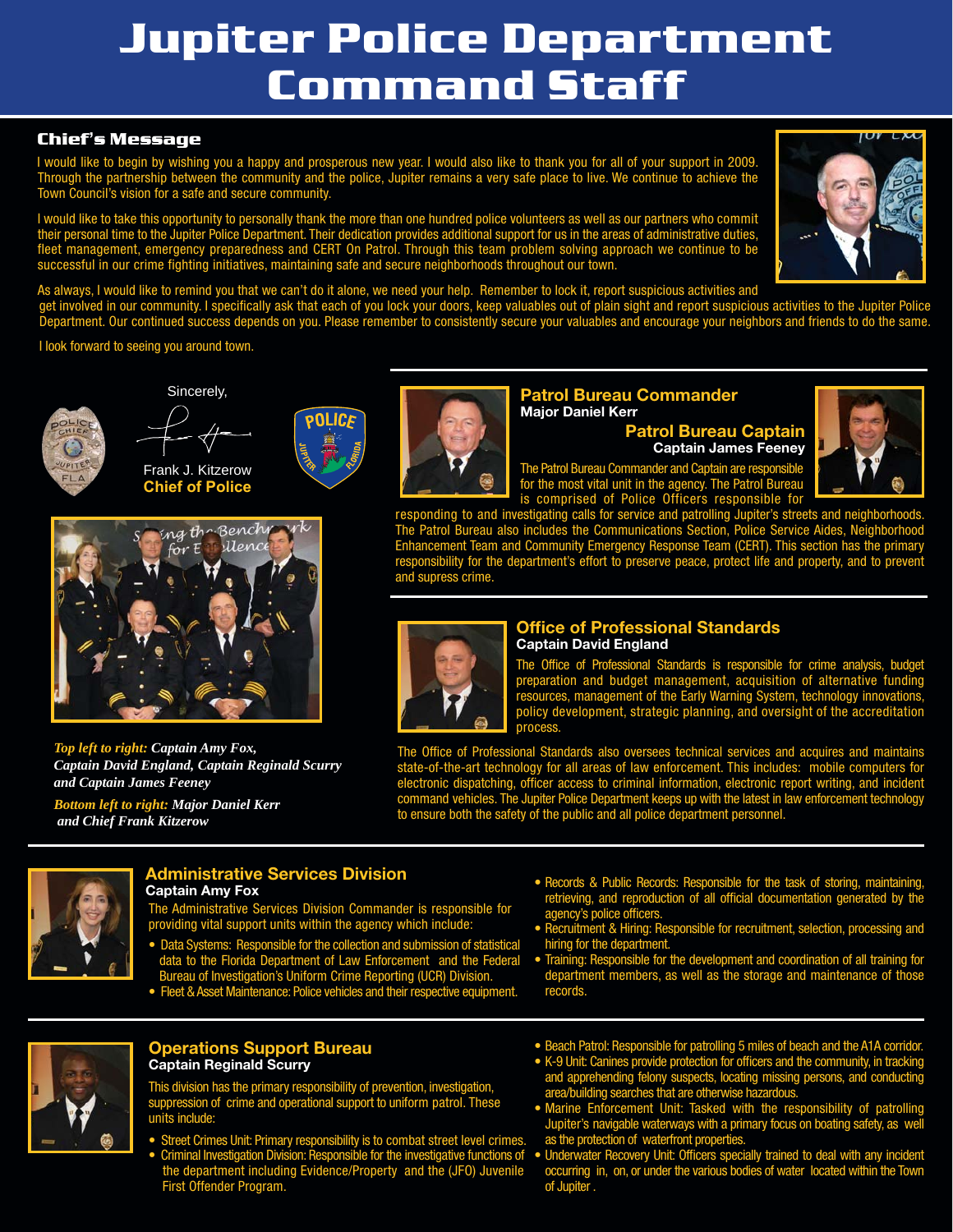# Jupiter Police Department Command Staff

## Chief's Message

I would like to begin by wishing you a happy and prosperous new year. I would also like to thank you for all of your support in 2009. Through the partnership between the community and the police, Jupiter remains a very safe place to live. We continue to achieve the Town Council's vision for a safe and secure community.

I would like to take this opportunity to personally thank the more than one hundred police volunteers as well as our partners who commit their personal time to the Jupiter Police Department. Their dedication provides additional support for us in the areas of administrative duties, fleet management, emergency preparedness and CERT On Patrol. Through this team problem solving approach we continue to be successful in our crime fighting initiatives, maintaining safe and secure neighborhoods throughout our town.

As always, I would like to remind you that we can't do it alone, we need your help. Remember to lock it, report suspicious activities and get involved in our community. I specifically ask that each of you lock your doors, keep valuables out of plain sight and report suspicious activities to the Jupiter Police Department. Our continued success depends on you. Please remember to consistently secure your valuables and encourage your neighbors and friends to do the same.

I look forward to seeing you around town.

Sincerely,

Frank J. Kitzerow
**Chief of Police**

***Top left to right:*** ***Captain Amy Fox, Captain David England, Captain Reginald Scurry and Captain James Feeney***

***Bottom left to right:*** ***Major Daniel Kerr and Chief Frank Kitzerow***

### Patrol Bureau Commander
**Major Daniel Kerr**

### Patrol Bureau Captain
**Captain James Feeney**

The Patrol Bureau Commander and Captain are responsible for the most vital unit in the agency. The Patrol Bureau is comprised of Police Officers responsible for responding to and investigating calls for service and patrolling Jupiter's streets and neighborhoods. The Patrol Bureau also includes the Communications Section, Police Service Aides, Neighborhood Enhancement Team and Community Emergency Response Team (CERT). This section has the primary responsibility for the department's effort to preserve peace, protect life and property, and to prevent and supress crime.

### Office of Professional Standards
**Captain David England**

The Office of Professional Standards is responsible for crime analysis, budget preparation and budget management, acquisition of alternative funding resources, management of the Early Warning System, technology innovations, policy development, strategic planning, and oversight of the accreditation process.

The Office of Professional Standards also oversees technical services and acquires and maintains state-of-the-art technology for all areas of law enforcement. This includes: mobile computers for electronic dispatching, officer access to criminal information, electronic report writing, and incident command vehicles. The Jupiter Police Department keeps up with the latest in law enforcement technology to ensure both the safety of the public and all police department personnel.

### Administrative Services Division
**Captain Amy Fox**

The Administrative Services Division Commander is responsible for providing vital support units within the agency which include:

- Data Systems: Responsible for the collection and submission of statistical data to the Florida Department of Law Enforcement and the Federal Bureau of Investigation's Uniform Crime Reporting (UCR) Division.
- Fleet & Asset Maintenance: Police vehicles and their respective equipment.
- Records & Public Records: Responsible for the task of storing, maintaining, retrieving, and reproduction of all official documentation generated by the agency's police officers.
- Recruitment & Hiring: Responsible for recruitment, selection, processing and hiring for the department.
- Training: Responsible for the development and coordination of all training for department members, as well as the storage and maintenance of those records.

### Operations Support Bureau
**Captain Reginald Scurry**

This division has the primary responsibility of prevention, investigation, suppression of crime and operational support to uniform patrol. These units include:

- Street Crimes Unit: Primary responsibility is to combat street level crimes.
- Criminal Investigation Division: Responsible for the investigative functions of the department including Evidence/Property and the (JFO) Juvenile First Offender Program.
- Beach Patrol: Responsible for patrolling 5 miles of beach and the A1A corridor.
- K-9 Unit: Canines provide protection for officers and the community, in tracking and apprehending felony suspects, locating missing persons, and conducting area/building searches that are otherwise hazardous.
- Marine Enforcement Unit: Tasked with the responsibility of patrolling Jupiter's navigable waterways with a primary focus on boating safety, as well as the protection of waterfront properties.
- Underwater Recovery Unit: Officers specially trained to deal with any incident occurring in, on, or under the various bodies of water located within the Town of Jupiter .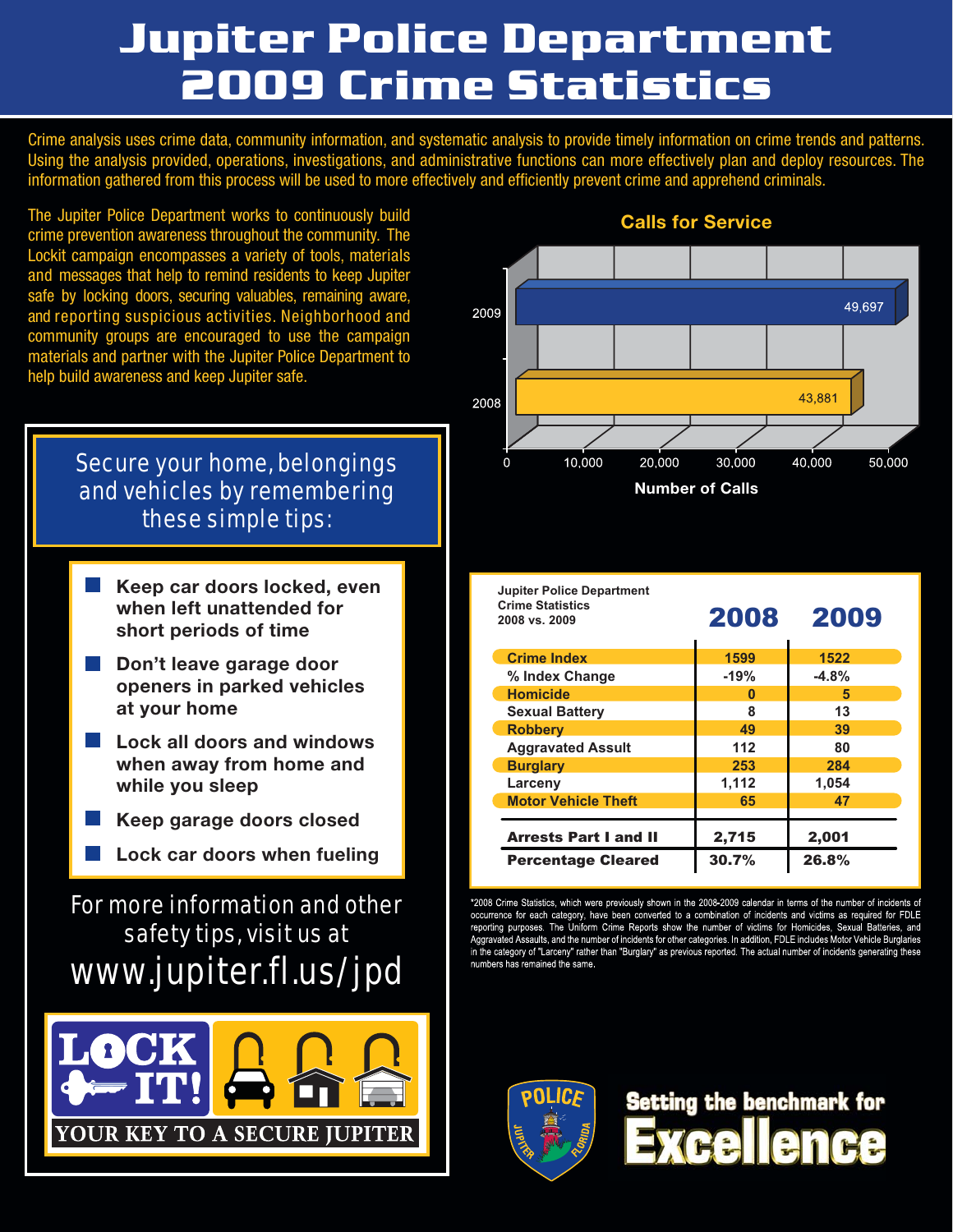# Jupiter Police Department 2009 Crime Statistics

Crime analysis uses crime data, community information, and systematic analysis to provide timely information on crime trends and patterns. Using the analysis provided, operations, investigations, and administrative functions can more effectively plan and deploy resources. The information gathered from this process will be used to more effectively and efficiently prevent crime and apprehend criminals.

The Jupiter Police Department works to continuously build crime prevention awareness throughout the community. The Lockit campaign encompasses a variety of tools, materials and messages that help to remind residents to keep Jupiter safe by locking doors, securing valuables, remaining aware, and reporting suspicious activities. Neighborhood and community groups are encouraged to use the campaign materials and partner with the Jupiter Police Department to help build awareness and keep Jupiter safe.

**Calls for Service**

| Year | Number of Calls |
|---|---|
| 2009 | 49,697 |
| 2008 | 43,881 |

## Secure your home, belongings and vehicles by remembering these simple tips:

- **Keep car doors locked, even when left unattended for short periods of time**
- **Don't leave garage door openers in parked vehicles at your home**
- **Lock all doors and windows when away from home and while you sleep**
- **Keep garage doors closed**
- **Lock car doors when fueling**

For more information and other safety tips, visit us at www.jupiter.fl.us/jpd

LOCK IT! YOUR KEY TO A SECURE JUPITER

**Jupiter Police Department Crime Statistics 2008 vs. 2009**

| | 2008 | 2009 |
|---|---|---|
| Crime Index | 1599 | 1522 |
| % Index Change | -19% | -4.8% |
| Homicide | 0 | 5 |
| Sexual Battery | 8 | 13 |
| Robbery | 49 | 39 |
| Aggravated Assault | 112 | 80 |
| Burglary | 253 | 284 |
| Larceny | 1,112 | 1,054 |
| Motor Vehicle Theft | 65 | 47 |
| **Arrests Part I and II** | **2,715** | **2,001** |
| **Percentage Cleared** | **30.7%** | **26.8%** |

*2008 Crime Statistics, which were previously shown in the 2008-2009 calendar in terms of the number of incidents of occurrence for each category, have been converted to a combination of incidents and victims as required for FDLE reporting purposes. The Uniform Crime Reports show the number of victims for Homicides, Sexual Batteries, and Aggravated Assaults, and the number of incidents for other categories. In addition, FDLE includes Motor Vehicle Burglaries in the category of "Larceny" rather than "Burglary" as previous reported. The actual number of incidents generating these numbers has remained the same.

POLICE JUPITER FLORIDA

Setting the benchmark for Excellence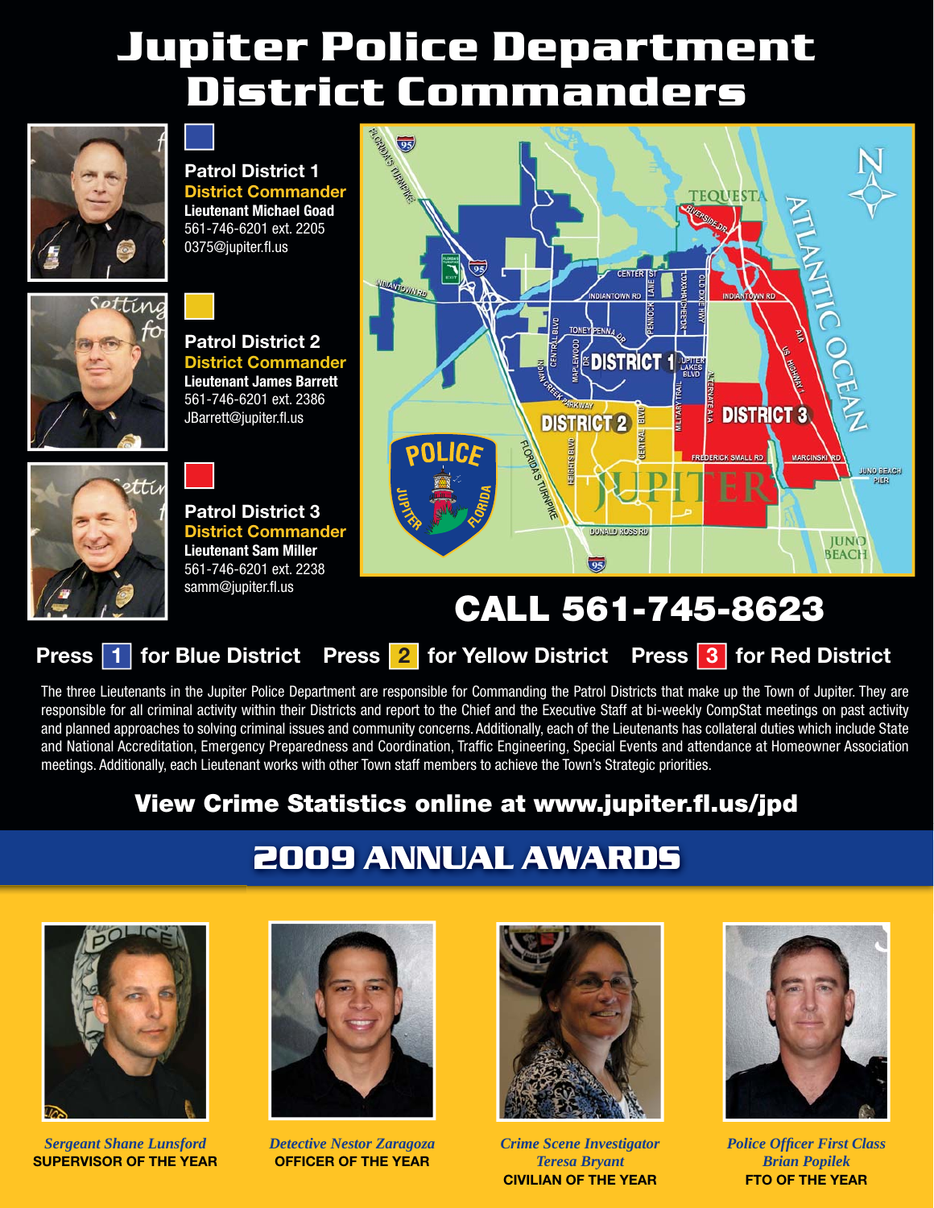# Jupiter Police Department District Commanders

**Patrol District 1**
**District Commander**
**Lieutenant Michael Goad**
561-746-6201 ext. 2205
0375@jupiter.fl.us

**Patrol District 2**
**District Commander**
**Lieutenant James Barrett**
561-746-6201 ext. 2386
JBarrett@jupiter.fl.us

**Patrol District 3**
**District Commander**
**Lieutenant Sam Miller**
561-746-6201 ext. 2238
samm@jupiter.fl.us

## CALL 561-745-8623

**Press 1 for Blue District Press 2 for Yellow District Press 3 for Red District**

The three Lieutenants in the Jupiter Police Department are responsible for Commanding the Patrol Districts that make up the Town of Jupiter. They are responsible for all criminal activity within their Districts and report to the Chief and the Executive Staff at bi-weekly CompStat meetings on past activity and planned approaches to solving criminal issues and community concerns. Additionally, each of the Lieutenants has collateral duties which include State and National Accreditation, Emergency Preparedness and Coordination, Traffic Engineering, Special Events and attendance at Homeowner Association meetings. Additionally, each Lieutenant works with other Town staff members to achieve the Town's Strategic priorities.

### View Crime Statistics online at www.jupiter.fl.us/jpd

## 2009 ANNUAL AWARDS

*Sergeant Shane Lunsford*
**SUPERVISOR OF THE YEAR**

*Detective Nestor Zaragoza*
**OFFICER OF THE YEAR**

*Crime Scene Investigator Teresa Bryant*
**CIVILIAN OF THE YEAR**

*Police Officer First Class Brian Popilek*
**FTO OF THE YEAR**